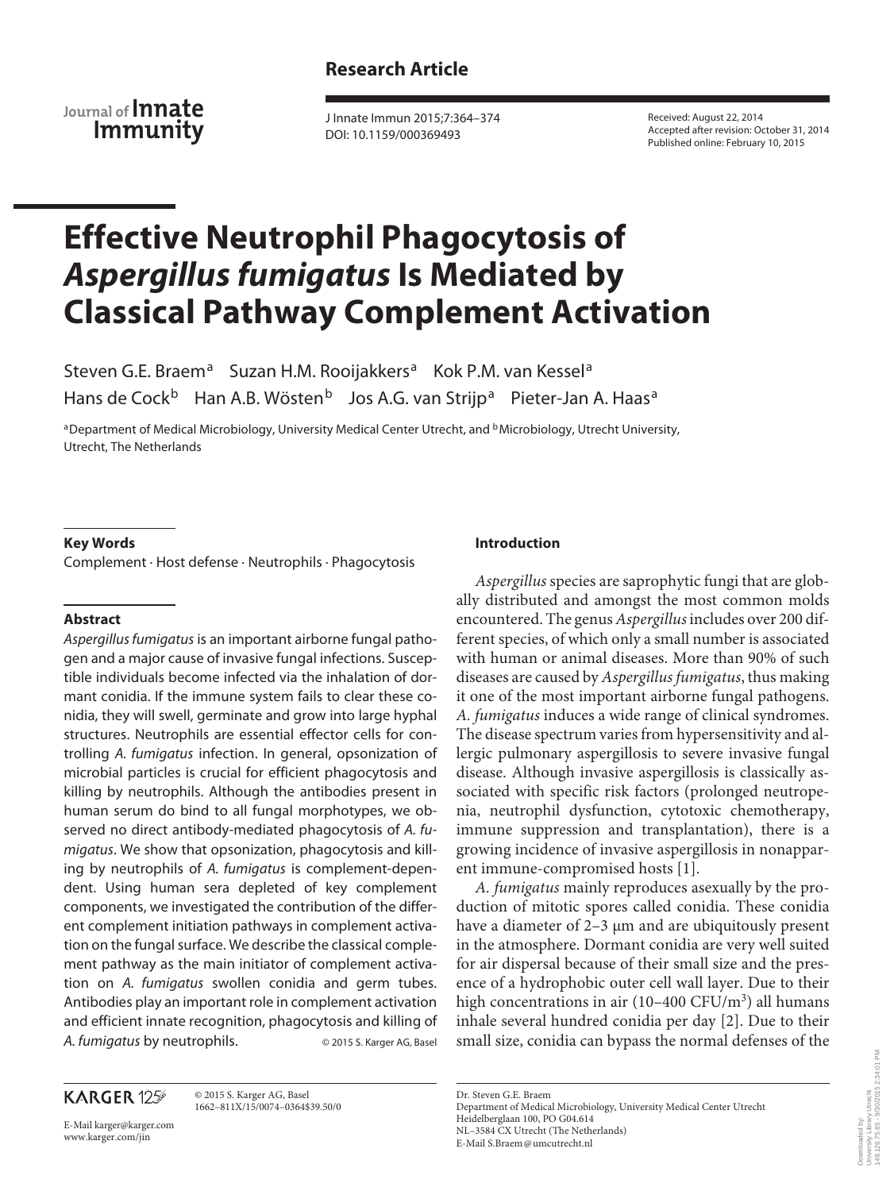Research Article

Journal of Innate Immunity

J Innate Immun 2015;7:364–374
DOI: 10.1159/000369493

Received: August 22, 2014
Accepted after revision: October 31, 2014
Published online: February 10, 2015

# Effective Neutrophil Phagocytosis of *Aspergillus fumigatus* Is Mediated by Classical Pathway Complement Activation

Steven G.E. Braem[a] Suzan H.M. Rooijakkers[a] Kok P.M. van Kessel[a] Hans de Cock[b] Han A.B. Wösten[b] Jos A.G. van Strijp[a] Pieter-Jan A. Haas[a]

[a]Department of Medical Microbiology, University Medical Center Utrecht, and [b]Microbiology, Utrecht University, Utrecht, The Netherlands

**Key Words**

Complement · Host defense · Neutrophils · Phagocytosis

**Abstract**

*Aspergillus fumigatus* is an important airborne fungal pathogen and a major cause of invasive fungal infections. Susceptible individuals become infected via the inhalation of dormant conidia. If the immune system fails to clear these conidia, they will swell, germinate and grow into large hyphal structures. Neutrophils are essential effector cells for controlling *A. fumigatus* infection. In general, opsonization of microbial particles is crucial for efficient phagocytosis and killing by neutrophils. Although the antibodies present in human serum do bind to all fungal morphotypes, we observed no direct antibody-mediated phagocytosis of *A. fumigatus*. We show that opsonization, phagocytosis and killing by neutrophils of *A. fumigatus* is complement-dependent. Using human sera depleted of key complement components, we investigated the contribution of the different complement initiation pathways in complement activation on the fungal surface. We describe the classical complement pathway as the main initiator of complement activation on *A. fumigatus* swollen conidia and germ tubes. Antibodies play an important role in complement activation and efficient innate recognition, phagocytosis and killing of *A. fumigatus* by neutrophils.

© 2015 S. Karger AG, Basel

**Introduction**

*Aspergillus* species are saprophytic fungi that are globally distributed and amongst the most common molds encountered. The genus *Aspergillus* includes over 200 different species, of which only a small number is associated with human or animal diseases. More than 90% of such diseases are caused by *Aspergillus fumigatus*, thus making it one of the most important airborne fungal pathogens. *A. fumigatus* induces a wide range of clinical syndromes. The disease spectrum varies from hypersensitivity and allergic pulmonary aspergillosis to severe invasive fungal disease. Although invasive aspergillosis is classically associated with specific risk factors (prolonged neutropenia, neutrophil dysfunction, cytotoxic chemotherapy, immune suppression and transplantation), there is a growing incidence of invasive aspergillosis in nonapparent immune-compromised hosts [1].

*A. fumigatus* mainly reproduces asexually by the production of mitotic spores called conidia. These conidia have a diameter of 2–3 μm and are ubiquitously present in the atmosphere. Dormant conidia are very well suited for air dispersal because of their small size and the presence of a hydrophobic outer cell wall layer. Due to their high concentrations in air (10–400 CFU/$m^3$) all humans inhale several hundred conidia per day [2]. Due to their small size, conidia can bypass the normal defenses of the

KARGER

© 2015 S. Karger AG, Basel
1662–811X/15/0074–0364$39.50/0

E-Mail karger@karger.com
www.karger.com/jin

Dr. Steven G.E. Braem
Department of Medical Microbiology, University Medical Center Utrecht
Heidelberglaan 100, PO G04.614
NL–3584 CX Utrecht (The Netherlands)
E-Mail S.Braem@umcutrecht.nl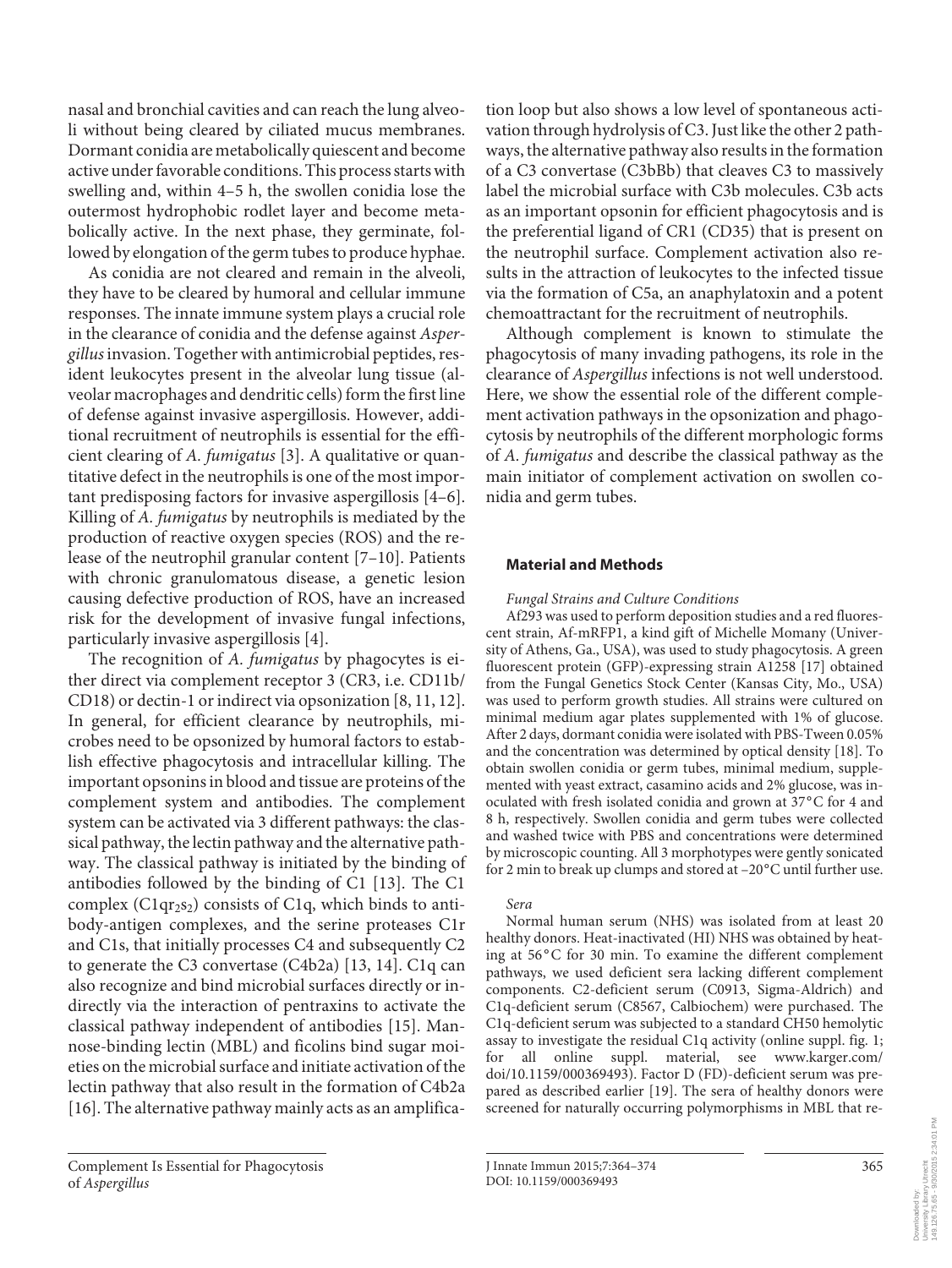nasal and bronchial cavities and can reach the lung alveoli without being cleared by ciliated mucus membranes. Dormant conidia are metabolically quiescent and become active under favorable conditions. This process starts with swelling and, within 4–5 h, the swollen conidia lose the outermost hydrophobic rodlet layer and become metabolically active. In the next phase, they germinate, followed by elongation of the germ tubes to produce hyphae.

As conidia are not cleared and remain in the alveoli, they have to be cleared by humoral and cellular immune responses. The innate immune system plays a crucial role in the clearance of conidia and the defense against *Aspergillus* invasion. Together with antimicrobial peptides, resident leukocytes present in the alveolar lung tissue (alveolar macrophages and dendritic cells) form the first line of defense against invasive aspergillosis. However, additional recruitment of neutrophils is essential for the efficient clearing of *A. fumigatus* [3]. A qualitative or quantitative defect in the neutrophils is one of the most important predisposing factors for invasive aspergillosis [4–6]. Killing of *A. fumigatus* by neutrophils is mediated by the production of reactive oxygen species (ROS) and the release of the neutrophil granular content [7–10]. Patients with chronic granulomatous disease, a genetic lesion causing defective production of ROS, have an increased risk for the development of invasive fungal infections, particularly invasive aspergillosis [4].

The recognition of *A. fumigatus* by phagocytes is either direct via complement receptor 3 (CR3, i.e. CD11b/CD18) or dectin-1 or indirect via opsonization [8, 11, 12]. In general, for efficient clearance by neutrophils, microbes need to be opsonized by humoral factors to establish effective phagocytosis and intracellular killing. The important opsonins in blood and tissue are proteins of the complement system and antibodies. The complement system can be activated via 3 different pathways: the classical pathway, the lectin pathway and the alternative pathway. The classical pathway is initiated by the binding of antibodies followed by the binding of C1 [13]. The C1 complex ($C1qr_2s_2$) consists of C1q, which binds to antibody-antigen complexes, and the serine proteases C1r and C1s, that initially processes C4 and subsequently C2 to generate the C3 convertase (C4b2a) [13, 14]. C1q can also recognize and bind microbial surfaces directly or indirectly via the interaction of pentraxins to activate the classical pathway independent of antibodies [15]. Mannose-binding lectin (MBL) and ficolins bind sugar moieties on the microbial surface and initiate activation of the lectin pathway that also result in the formation of C4b2a [16]. The alternative pathway mainly acts as an amplification loop but also shows a low level of spontaneous activation through hydrolysis of C3. Just like the other 2 pathways, the alternative pathway also results in the formation of a C3 convertase (C3bBb) that cleaves C3 to massively label the microbial surface with C3b molecules. C3b acts as an important opsonin for efficient phagocytosis and is the preferential ligand of CR1 (CD35) that is present on the neutrophil surface. Complement activation also results in the attraction of leukocytes to the infected tissue via the formation of C5a, an anaphylatoxin and a potent chemoattractant for the recruitment of neutrophils.

Although complement is known to stimulate the phagocytosis of many invading pathogens, its role in the clearance of *Aspergillus* infections is not well understood. Here, we show the essential role of the different complement activation pathways in the opsonization and phagocytosis by neutrophils of the different morphologic forms of *A. fumigatus* and describe the classical pathway as the main initiator of complement activation on swollen conidia and germ tubes.

## Material and Methods

### *Fungal Strains and Culture Conditions*

Af293 was used to perform deposition studies and a red fluorescent strain, Af-mRFP1, a kind gift of Michelle Momany (University of Athens, Ga., USA), was used to study phagocytosis. A green fluorescent protein (GFP)-expressing strain A1258 [17] obtained from the Fungal Genetics Stock Center (Kansas City, Mo., USA) was used to perform growth studies. All strains were cultured on minimal medium agar plates supplemented with 1% of glucose. After 2 days, dormant conidia were isolated with PBS-Tween 0.05% and the concentration was determined by optical density [18]. To obtain swollen conidia or germ tubes, minimal medium, supplemented with yeast extract, casamino acids and 2% glucose, was inoculated with fresh isolated conidia and grown at 37°C for 4 and 8 h, respectively. Swollen conidia and germ tubes were collected and washed twice with PBS and concentrations were determined by microscopic counting. All 3 morphotypes were gently sonicated for 2 min to break up clumps and stored at –20°C until further use.

### *Sera*

Normal human serum (NHS) was isolated from at least 20 healthy donors. Heat-inactivated (HI) NHS was obtained by heating at 56°C for 30 min. To examine the different complement pathways, we used deficient sera lacking different complement components. C2-deficient serum (C0913, Sigma-Aldrich) and C1q-deficient serum (C8567, Calbiochem) were purchased. The C1q-deficient serum was subjected to a standard CH50 hemolytic assay to investigate the residual C1q activity (online suppl. fig. 1; for all online suppl. material, see www.karger.com/doi/10.1159/000369493). Factor D (FD)-deficient serum was prepared as described earlier [19]. The sera of healthy donors were screened for naturally occurring polymorphisms in MBL that re-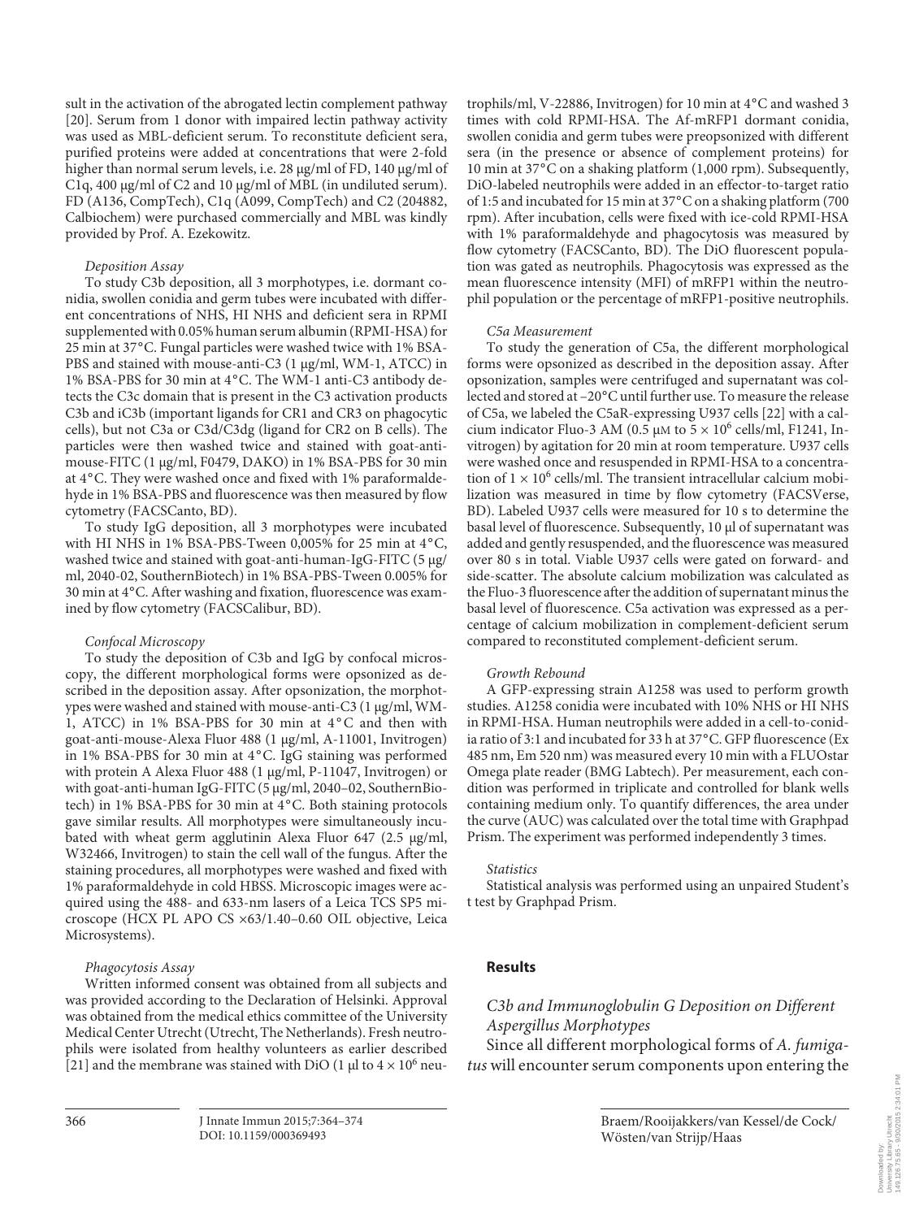sult in the activation of the abrogated lectin complement pathway [20]. Serum from 1 donor with impaired lectin pathway activity was used as MBL-deficient serum. To reconstitute deficient sera, purified proteins were added at concentrations that were 2-fold higher than normal serum levels, i.e. 28 μg/ml of FD, 140 μg/ml of C1q, 400 μg/ml of C2 and 10 μg/ml of MBL (in undiluted serum). FD (A136, CompTech), C1q (A099, CompTech) and C2 (204882, Calbiochem) were purchased commercially and MBL was kindly provided by Prof. A. Ezekowitz.

*Deposition Assay*

To study C3b deposition, all 3 morphotypes, i.e. dormant conidia, swollen conidia and germ tubes were incubated with different concentrations of NHS, HI NHS and deficient sera in RPMI supplemented with 0.05% human serum albumin (RPMI-HSA) for 25 min at 37°C. Fungal particles were washed twice with 1% BSA-PBS and stained with mouse-anti-C3 (1 μg/ml, WM-1, ATCC) in 1% BSA-PBS for 30 min at 4°C. The WM-1 anti-C3 antibody detects the C3c domain that is present in the C3 activation products C3b and iC3b (important ligands for CR1 and CR3 on phagocytic cells), but not C3a or C3d/C3dg (ligand for CR2 on B cells). The particles were then washed twice and stained with goat-anti-mouse-FITC (1 μg/ml, F0479, DAKO) in 1% BSA-PBS for 30 min at 4°C. They were washed once and fixed with 1% paraformaldehyde in 1% BSA-PBS and fluorescence was then measured by flow cytometry (FACSCanto, BD).

To study IgG deposition, all 3 morphotypes were incubated with HI NHS in 1% BSA-PBS-Tween 0,005% for 25 min at 4°C, washed twice and stained with goat-anti-human-IgG-FITC (5 μg/ml, 2040-02, SouthernBiotech) in 1% BSA-PBS-Tween 0.005% for 30 min at 4°C. After washing and fixation, fluorescence was examined by flow cytometry (FACSCalibur, BD).

*Confocal Microscopy*

To study the deposition of C3b and IgG by confocal microscopy, the different morphological forms were opsonized as described in the deposition assay. After opsonization, the morphotypes were washed and stained with mouse-anti-C3 (1 μg/ml, WM-1, ATCC) in 1% BSA-PBS for 30 min at 4°C and then with goat-anti-mouse-Alexa Fluor 488 (1 μg/ml, A-11001, Invitrogen) in 1% BSA-PBS for 30 min at 4°C. IgG staining was performed with protein A Alexa Fluor 488 (1 μg/ml, P-11047, Invitrogen) or with goat-anti-human IgG-FITC (5 μg/ml, 2040–02, SouthernBiotech) in 1% BSA-PBS for 30 min at 4°C. Both staining protocols gave similar results. All morphotypes were simultaneously incubated with wheat germ agglutinin Alexa Fluor 647 (2.5 μg/ml, W32466, Invitrogen) to stain the cell wall of the fungus. After the staining procedures, all morphotypes were washed and fixed with 1% paraformaldehyde in cold HBSS. Microscopic images were acquired using the 488- and 633-nm lasers of a Leica TCS SP5 microscope (HCX PL APO CS ×63/1.40–0.60 OIL objective, Leica Microsystems).

*Phagocytosis Assay*

Written informed consent was obtained from all subjects and was provided according to the Declaration of Helsinki. Approval was obtained from the medical ethics committee of the University Medical Center Utrecht (Utrecht, The Netherlands). Fresh neutrophils were isolated from healthy volunteers as earlier described [21] and the membrane was stained with DiO (1 μl to $4 \times 10^6$ neutrophils/ml, V-22886, Invitrogen) for 10 min at 4°C and washed 3 times with cold RPMI-HSA. The Af-mRFP1 dormant conidia, swollen conidia and germ tubes were preopsonized with different sera (in the presence or absence of complement proteins) for 10 min at 37°C on a shaking platform (1,000 rpm). Subsequently, DiO-labeled neutrophils were added in an effector-to-target ratio of 1:5 and incubated for 15 min at 37°C on a shaking platform (700 rpm). After incubation, cells were fixed with ice-cold RPMI-HSA with 1% paraformaldehyde and phagocytosis was measured by flow cytometry (FACSCanto, BD). The DiO fluorescent population was gated as neutrophils. Phagocytosis was expressed as the mean fluorescence intensity (MFI) of mRFP1 within the neutrophil population or the percentage of mRFP1-positive neutrophils.

*C5a Measurement*

To study the generation of C5a, the different morphological forms were opsonized as described in the deposition assay. After opsonization, samples were centrifuged and supernatant was collected and stored at –20°C until further use. To measure the release of C5a, we labeled the C5aR-expressing U937 cells [22] with a calcium indicator Fluo-3 AM (0.5 μM to $5 \times 10^6$ cells/ml, F1241, Invitrogen) by agitation for 20 min at room temperature. U937 cells were washed once and resuspended in RPMI-HSA to a concentration of $1 \times 10^6$ cells/ml. The transient intracellular calcium mobilization was measured in time by flow cytometry (FACSVerse, BD). Labeled U937 cells were measured for 10 s to determine the basal level of fluorescence. Subsequently, 10 μl of supernatant was added and gently resuspended, and the fluorescence was measured over 80 s in total. Viable U937 cells were gated on forward- and side-scatter. The absolute calcium mobilization was calculated as the Fluo-3 fluorescence after the addition of supernatant minus the basal level of fluorescence. C5a activation was expressed as a percentage of calcium mobilization in complement-deficient serum compared to reconstituted complement-deficient serum.

*Growth Rebound*

A GFP-expressing strain A1258 was used to perform growth studies. A1258 conidia were incubated with 10% NHS or HI NHS in RPMI-HSA. Human neutrophils were added in a cell-to-conidia ratio of 3:1 and incubated for 33 h at 37°C. GFP fluorescence (Ex 485 nm, Em 520 nm) was measured every 10 min with a FLUOstar Omega plate reader (BMG Labtech). Per measurement, each condition was performed in triplicate and controlled for blank wells containing medium only. To quantify differences, the area under the curve (AUC) was calculated over the total time with Graphpad Prism. The experiment was performed independently 3 times.

*Statistics*

Statistical analysis was performed using an unpaired Student's t test by Graphpad Prism.

## Results

### *C3b and Immunoglobulin G Deposition on Different Aspergillus Morphotypes*

Since all different morphological forms of *A. fumigatus* will encounter serum components upon entering the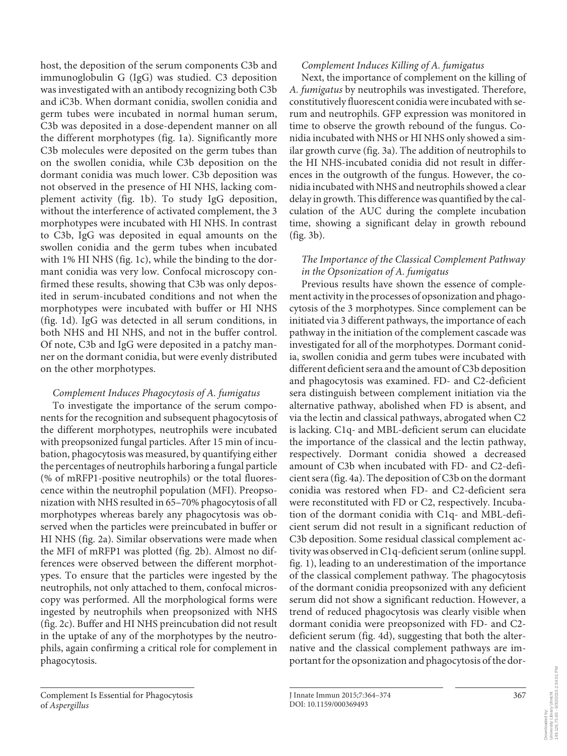host, the deposition of the serum components C3b and immunoglobulin G (IgG) was studied. C3 deposition was investigated with an antibody recognizing both C3b and iC3b. When dormant conidia, swollen conidia and germ tubes were incubated in normal human serum, C3b was deposited in a dose-dependent manner on all the different morphotypes (fig. 1a). Significantly more C3b molecules were deposited on the germ tubes than on the swollen conidia, while C3b deposition on the dormant conidia was much lower. C3b deposition was not observed in the presence of HI NHS, lacking complement activity (fig. 1b). To study IgG deposition, without the interference of activated complement, the 3 morphotypes were incubated with HI NHS. In contrast to C3b, IgG was deposited in equal amounts on the swollen conidia and the germ tubes when incubated with 1% HI NHS (fig. 1c), while the binding to the dormant conidia was very low. Confocal microscopy confirmed these results, showing that C3b was only deposited in serum-incubated conditions and not when the morphotypes were incubated with buffer or HI NHS (fig. 1d). IgG was detected in all serum conditions, in both NHS and HI NHS, and not in the buffer control. Of note, C3b and IgG were deposited in a patchy manner on the dormant conidia, but were evenly distributed on the other morphotypes.

### *Complement Induces Phagocytosis of A. fumigatus*

To investigate the importance of the serum components for the recognition and subsequent phagocytosis of the different morphotypes, neutrophils were incubated with preopsonized fungal particles. After 15 min of incubation, phagocytosis was measured, by quantifying either the percentages of neutrophils harboring a fungal particle (% of mRFP1-positive neutrophils) or the total fluorescence within the neutrophil population (MFI). Preopsonization with NHS resulted in 65–70% phagocytosis of all morphotypes whereas barely any phagocytosis was observed when the particles were preincubated in buffer or HI NHS (fig. 2a). Similar observations were made when the MFI of mRFP1 was plotted (fig. 2b). Almost no differences were observed between the different morphotypes. To ensure that the particles were ingested by the neutrophils, not only attached to them, confocal microscopy was performed. All the morphological forms were ingested by neutrophils when preopsonized with NHS (fig. 2c). Buffer and HI NHS preincubation did not result in the uptake of any of the morphotypes by the neutrophils, again confirming a critical role for complement in phagocytosis.

### *Complement Induces Killing of A. fumigatus*

Next, the importance of complement on the killing of *A. fumigatus* by neutrophils was investigated. Therefore, constitutively fluorescent conidia were incubated with serum and neutrophils. GFP expression was monitored in time to observe the growth rebound of the fungus. Conidia incubated with NHS or HI NHS only showed a similar growth curve (fig. 3a). The addition of neutrophils to the HI NHS-incubated conidia did not result in differences in the outgrowth of the fungus. However, the conidia incubated with NHS and neutrophils showed a clear delay in growth. This difference was quantified by the calculation of the AUC during the complete incubation time, showing a significant delay in growth rebound (fig. 3b).

### *The Importance of the Classical Complement Pathway in the Opsonization of A. fumigatus*

Previous results have shown the essence of complement activity in the processes of opsonization and phagocytosis of the 3 morphotypes. Since complement can be initiated via 3 different pathways, the importance of each pathway in the initiation of the complement cascade was investigated for all of the morphotypes. Dormant conidia, swollen conidia and germ tubes were incubated with different deficient sera and the amount of C3b deposition and phagocytosis was examined. FD- and C2-deficient sera distinguish between complement initiation via the alternative pathway, abolished when FD is absent, and via the lectin and classical pathways, abrogated when C2 is lacking. C1q- and MBL-deficient serum can elucidate the importance of the classical and the lectin pathway, respectively. Dormant conidia showed a decreased amount of C3b when incubated with FD- and C2-deficient sera (fig. 4a). The deposition of C3b on the dormant conidia was restored when FD- and C2-deficient sera were reconstituted with FD or C2, respectively. Incubation of the dormant conidia with C1q- and MBL-deficient serum did not result in a significant reduction of C3b deposition. Some residual classical complement activity was observed in C1q-deficient serum (online suppl. fig. 1), leading to an underestimation of the importance of the classical complement pathway. The phagocytosis of the dormant conidia preopsonized with any deficient serum did not show a significant reduction. However, a trend of reduced phagocytosis was clearly visible when dormant conidia were preopsonized with FD- and C2-deficient serum (fig. 4d), suggesting that both the alternative and the classical complement pathways are important for the opsonization and phagocytosis of the dor-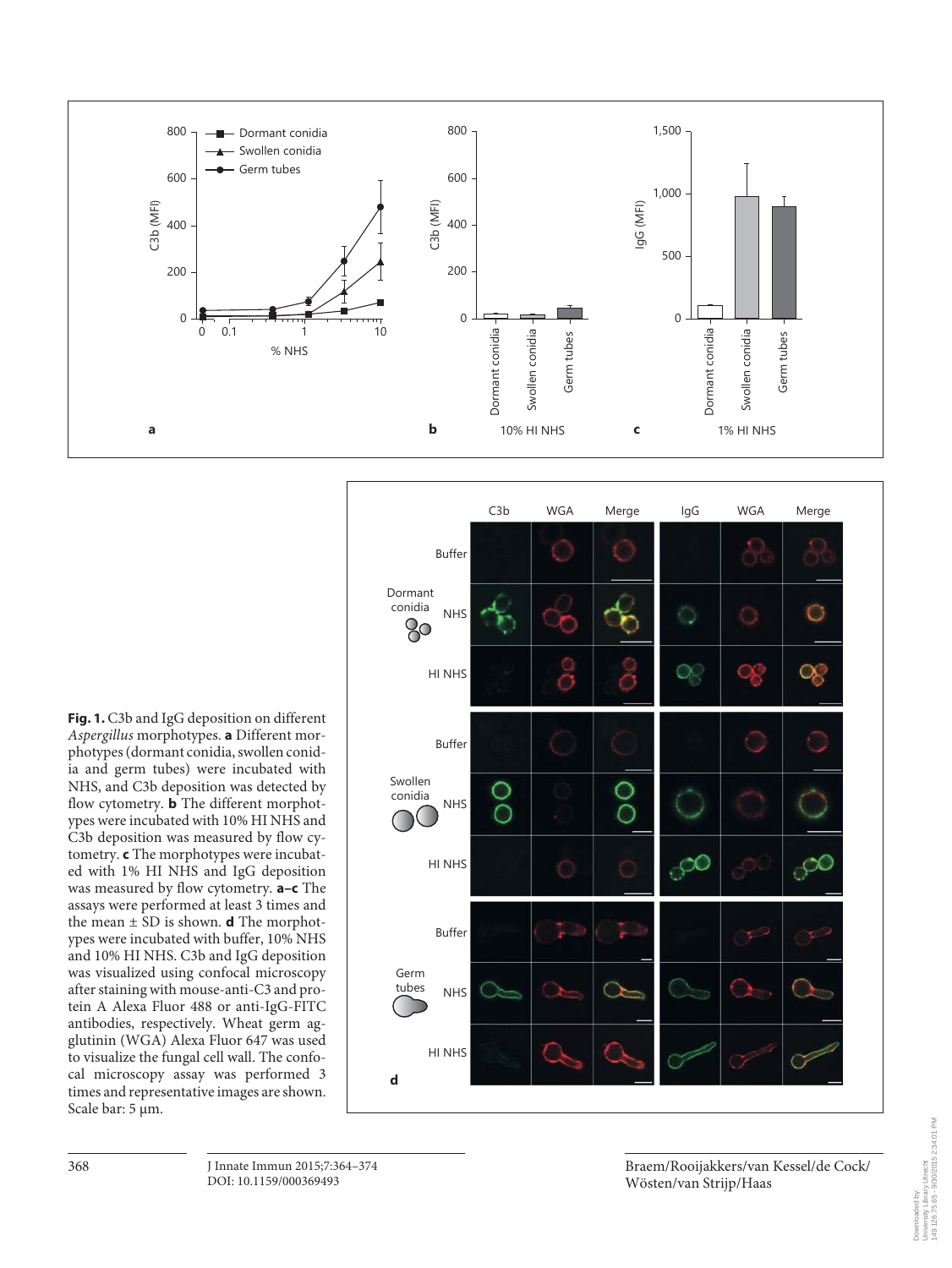**Fig. 1.** C3b and IgG deposition on different *Aspergillus* morphotypes. **a** Different morphotypes (dormant conidia, swollen conidia and germ tubes) were incubated with NHS, and C3b deposition was detected by flow cytometry. **b** The different morphotypes were incubated with 10% HI NHS and C3b deposition was measured by flow cytometry. **c** The morphotypes were incubated with 1% HI NHS and IgG deposition was measured by flow cytometry. **a–c** The assays were performed at least 3 times and the mean ± SD is shown. **d** The morphotypes were incubated with buffer, 10% NHS and 10% HI NHS. C3b and IgG deposition was visualized using confocal microscopy after staining with mouse-anti-C3 and protein A Alexa Fluor 488 or anti-IgG-FITC antibodies, respectively. Wheat germ agglutinin (WGA) Alexa Fluor 647 was used to visualize the fungal cell wall. The confocal microscopy assay was performed 3 times and representative images are shown. Scale bar: 5 µm.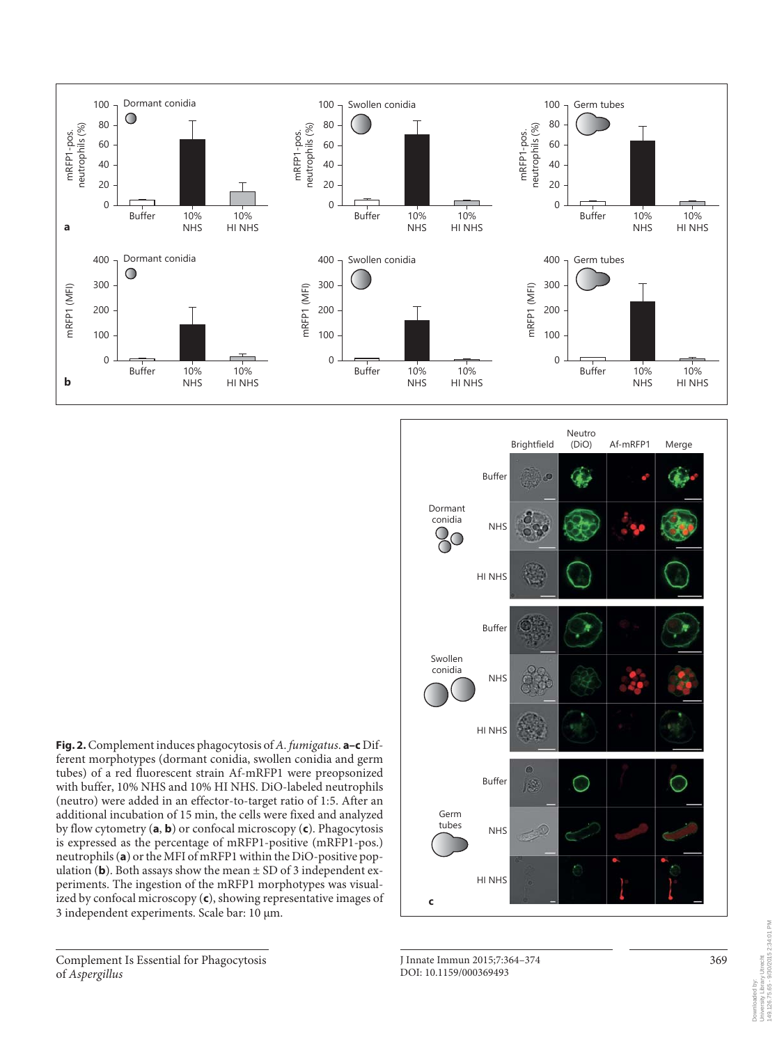**Fig. 2.** Complement induces phagocytosis of *A. fumigatus*. **a–c** Different morphotypes (dormant conidia, swollen conidia and germ tubes) of a red fluorescent strain Af-mRFP1 were preopsonized with buffer, 10% NHS and 10% HI NHS. DiO-labeled neutrophils (neutro) were added in an effector-to-target ratio of 1:5. After an additional incubation of 15 min, the cells were fixed and analyzed by flow cytometry (**a**, **b**) or confocal microscopy (**c**). Phagocytosis is expressed as the percentage of mRFP1-positive (mRFP1-pos.) neutrophils (**a**) or the MFI of mRFP1 within the DiO-positive population (**b**). Both assays show the mean ± SD of 3 independent experiments. The ingestion of the mRFP1 morphotypes was visualized by confocal microscopy (**c**), showing representative images of 3 independent experiments. Scale bar: 10 μm.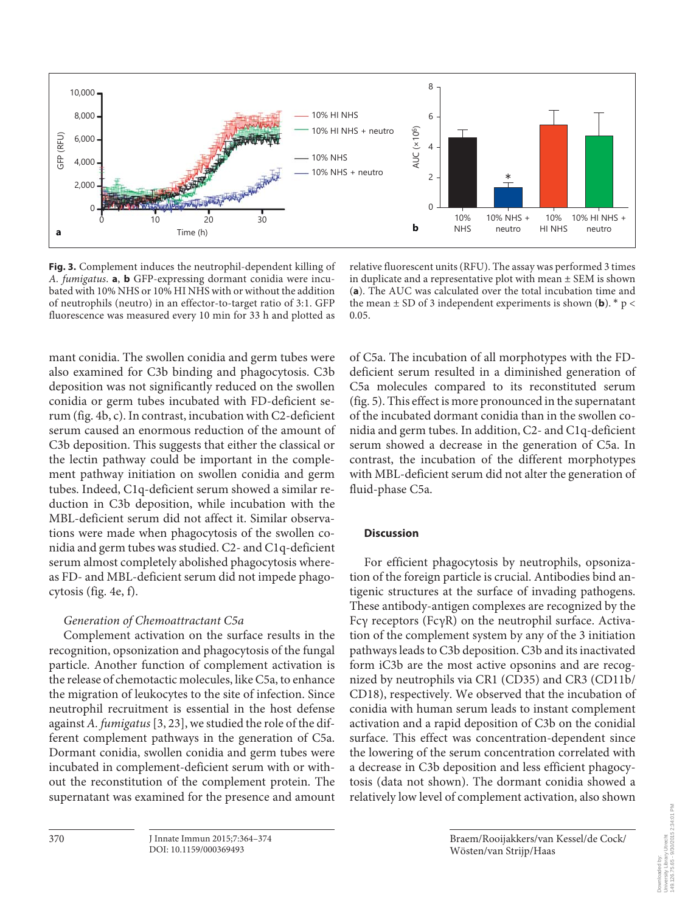**Fig. 3.** Complement induces the neutrophil-dependent killing of *A. fumigatus*. **a**, **b** GFP-expressing dormant conidia were incubated with 10% NHS or 10% HI NHS with or without the addition of neutrophils (neutro) in an effector-to-target ratio of 3:1. GFP fluorescence was measured every 10 min for 33 h and plotted as relative fluorescent units (RFU). The assay was performed 3 times in duplicate and a representative plot with mean ± SEM is shown (**a**). The AUC was calculated over the total incubation time and the mean ± SD of 3 independent experiments is shown (**b**). * $p < 0.05$.

mant conidia. The swollen conidia and germ tubes were also examined for C3b binding and phagocytosis. C3b deposition was not significantly reduced on the swollen conidia or germ tubes incubated with FD-deficient serum (fig. 4b, c). In contrast, incubation with C2-deficient serum caused an enormous reduction of the amount of C3b deposition. This suggests that either the classical or the lectin pathway could be important in the complement pathway initiation on swollen conidia and germ tubes. Indeed, C1q-deficient serum showed a similar reduction in C3b deposition, while incubation with the MBL-deficient serum did not affect it. Similar observations were made when phagocytosis of the swollen conidia and germ tubes was studied. C2- and C1q-deficient serum almost completely abolished phagocytosis whereas FD- and MBL-deficient serum did not impede phagocytosis (fig. 4e, f).

*Generation of Chemoattractant C5a*

Complement activation on the surface results in the recognition, opsonization and phagocytosis of the fungal particle. Another function of complement activation is the release of chemotactic molecules, like C5a, to enhance the migration of leukocytes to the site of infection. Since neutrophil recruitment is essential in the host defense against *A. fumigatus* [3, 23], we studied the role of the different complement pathways in the generation of C5a. Dormant conidia, swollen conidia and germ tubes were incubated in complement-deficient serum with or without the reconstitution of the complement protein. The supernatant was examined for the presence and amount of C5a. The incubation of all morphotypes with the FD-deficient serum resulted in a diminished generation of C5a molecules compared to its reconstituted serum (fig. 5). This effect is more pronounced in the supernatant of the incubated dormant conidia than in the swollen conidia and germ tubes. In addition, C2- and C1q-deficient serum showed a decrease in the generation of C5a. In contrast, the incubation of the different morphotypes with MBL-deficient serum did not alter the generation of fluid-phase C5a.

## Discussion

For efficient phagocytosis by neutrophils, opsonization of the foreign particle is crucial. Antibodies bind antigenic structures at the surface of invading pathogens. These antibody-antigen complexes are recognized by the Fcγ receptors (FcγR) on the neutrophil surface. Activation of the complement system by any of the 3 initiation pathways leads to C3b deposition. C3b and its inactivated form iC3b are the most active opsonins and are recognized by neutrophils via CR1 (CD35) and CR3 (CD11b/CD18), respectively. We observed that the incubation of conidia with human serum leads to instant complement activation and a rapid deposition of C3b on the conidial surface. This effect was concentration-dependent since the lowering of the serum concentration correlated with a decrease in C3b deposition and less efficient phagocytosis (data not shown). The dormant conidia showed a relatively low level of complement activation, also shown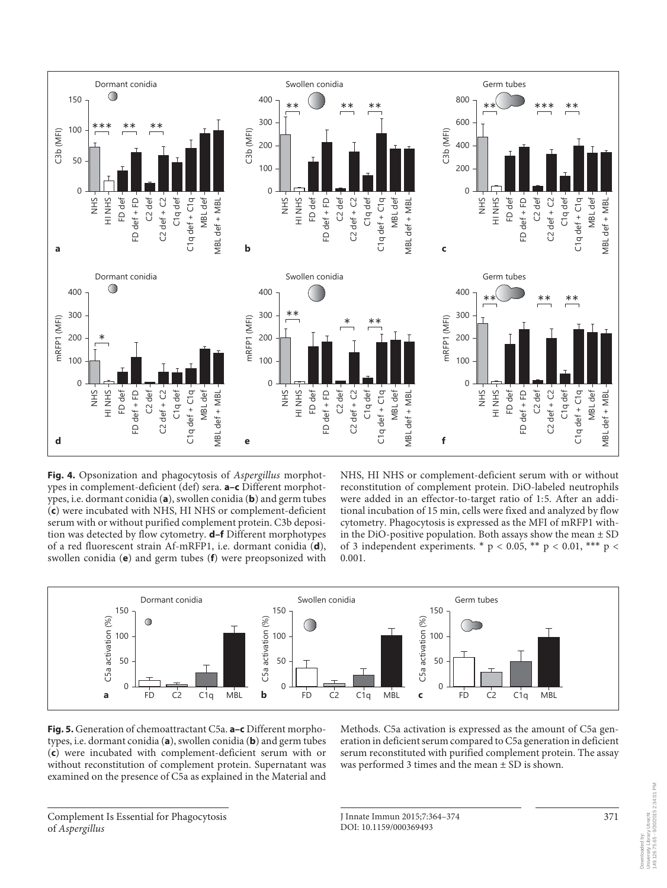**Fig. 4.** Opsonization and phagocytosis of *Aspergillus* morphotypes in complement-deficient (def) sera. **a–c** Different morphotypes, i.e. dormant conidia (**a**), swollen conidia (**b**) and germ tubes (**c**) were incubated with NHS, HI NHS or complement-deficient serum with or without purified complement protein. C3b deposition was detected by flow cytometry. **d–f** Different morphotypes of a red fluorescent strain Af-mRFP1, i.e. dormant conidia (**d**), swollen conidia (**e**) and germ tubes (**f**) were preopsonized with NHS, HI NHS or complement-deficient serum with or without reconstitution of complement protein. DiO-labeled neutrophils were added in an effector-to-target ratio of 1:5. After an additional incubation of 15 min, cells were fixed and analyzed by flow cytometry. Phagocytosis is expressed as the MFI of mRFP1 within the DiO-positive population. Both assays show the mean ± SD of 3 independent experiments. * $p < 0.05$, ** $p < 0.01$, *** $p < 0.001$.

**Fig. 5.** Generation of chemoattractant C5a. **a–c** Different morphotypes, i.e. dormant conidia (**a**), swollen conidia (**b**) and germ tubes (**c**) were incubated with complement-deficient serum with or without reconstitution of complement protein. Supernatant was examined on the presence of C5a as explained in the Material and Methods. C5a activation is expressed as the amount of C5a generation in deficient serum compared to C5a generation in deficient serum reconstituted with purified complement protein. The assay was performed 3 times and the mean ± SD is shown.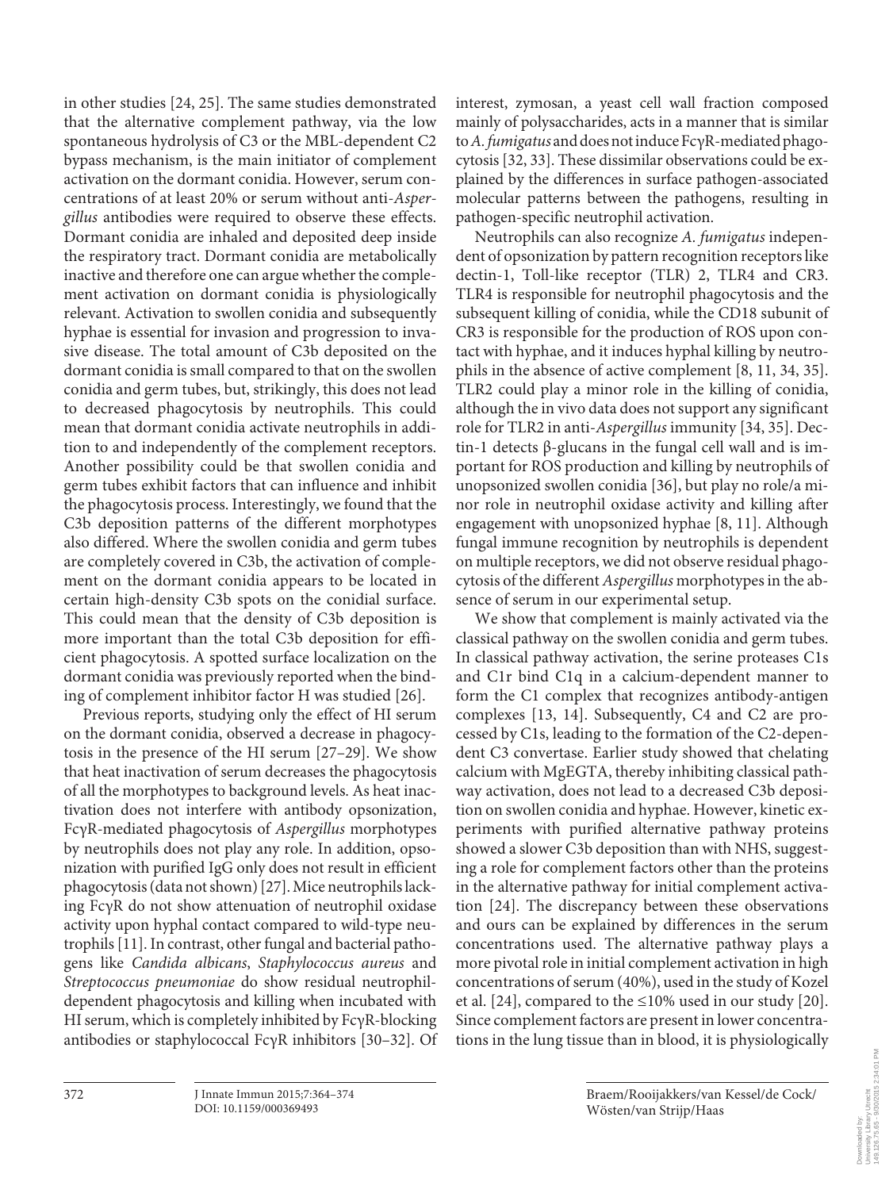in other studies [24, 25]. The same studies demonstrated that the alternative complement pathway, via the low spontaneous hydrolysis of C3 or the MBL-dependent C2 bypass mechanism, is the main initiator of complement activation on the dormant conidia. However, serum concentrations of at least 20% or serum without anti-*Aspergillus* antibodies were required to observe these effects. Dormant conidia are inhaled and deposited deep inside the respiratory tract. Dormant conidia are metabolically inactive and therefore one can argue whether the complement activation on dormant conidia is physiologically relevant. Activation to swollen conidia and subsequently hyphae is essential for invasion and progression to invasive disease. The total amount of C3b deposited on the dormant conidia is small compared to that on the swollen conidia and germ tubes, but, strikingly, this does not lead to decreased phagocytosis by neutrophils. This could mean that dormant conidia activate neutrophils in addition to and independently of the complement receptors. Another possibility could be that swollen conidia and germ tubes exhibit factors that can influence and inhibit the phagocytosis process. Interestingly, we found that the C3b deposition patterns of the different morphotypes also differed. Where the swollen conidia and germ tubes are completely covered in C3b, the activation of complement on the dormant conidia appears to be located in certain high-density C3b spots on the conidial surface. This could mean that the density of C3b deposition is more important than the total C3b deposition for efficient phagocytosis. A spotted surface localization on the dormant conidia was previously reported when the binding of complement inhibitor factor H was studied [26].

Previous reports, studying only the effect of HI serum on the dormant conidia, observed a decrease in phagocytosis in the presence of the HI serum [27–29]. We show that heat inactivation of serum decreases the phagocytosis of all the morphotypes to background levels. As heat inactivation does not interfere with antibody opsonization, FcγR-mediated phagocytosis of *Aspergillus* morphotypes by neutrophils does not play any role. In addition, opsonization with purified IgG only does not result in efficient phagocytosis (data not shown) [27]. Mice neutrophils lacking FcγR do not show attenuation of neutrophil oxidase activity upon hyphal contact compared to wild-type neutrophils [11]. In contrast, other fungal and bacterial pathogens like *Candida albicans*, *Staphylococcus aureus* and *Streptococcus pneumoniae* do show residual neutrophil-dependent phagocytosis and killing when incubated with HI serum, which is completely inhibited by FcγR-blocking antibodies or staphylococcal FcγR inhibitors [30–32]. Of interest, zymosan, a yeast cell wall fraction composed mainly of polysaccharides, acts in a manner that is similar to *A. fumigatus* and does not induce FcγR-mediated phagocytosis [32, 33]. These dissimilar observations could be explained by the differences in surface pathogen-associated molecular patterns between the pathogens, resulting in pathogen-specific neutrophil activation.

Neutrophils can also recognize *A. fumigatus* independent of opsonization by pattern recognition receptors like dectin-1, Toll-like receptor (TLR) 2, TLR4 and CR3. TLR4 is responsible for neutrophil phagocytosis and the subsequent killing of conidia, while the CD18 subunit of CR3 is responsible for the production of ROS upon contact with hyphae, and it induces hyphal killing by neutrophils in the absence of active complement [8, 11, 34, 35]. TLR2 could play a minor role in the killing of conidia, although the in vivo data does not support any significant role for TLR2 in anti-*Aspergillus* immunity [34, 35]. Dectin-1 detects β-glucans in the fungal cell wall and is important for ROS production and killing by neutrophils of unopsonized swollen conidia [36], but play no role/a minor role in neutrophil oxidase activity and killing after engagement with unopsonized hyphae [8, 11]. Although fungal immune recognition by neutrophils is dependent on multiple receptors, we did not observe residual phagocytosis of the different *Aspergillus* morphotypes in the absence of serum in our experimental setup.

We show that complement is mainly activated via the classical pathway on the swollen conidia and germ tubes. In classical pathway activation, the serine proteases C1s and C1r bind C1q in a calcium-dependent manner to form the C1 complex that recognizes antibody-antigen complexes [13, 14]. Subsequently, C4 and C2 are processed by C1s, leading to the formation of the C2-dependent C3 convertase. Earlier study showed that chelating calcium with MgEGTA, thereby inhibiting classical pathway activation, does not lead to a decreased C3b deposition on swollen conidia and hyphae. However, kinetic experiments with purified alternative pathway proteins showed a slower C3b deposition than with NHS, suggesting a role for complement factors other than the proteins in the alternative pathway for initial complement activation [24]. The discrepancy between these observations and ours can be explained by differences in the serum concentrations used. The alternative pathway plays a more pivotal role in initial complement activation in high concentrations of serum (40%), used in the study of Kozel et al. [24], compared to the ≤10% used in our study [20]. Since complement factors are present in lower concentrations in the lung tissue than in blood, it is physiologically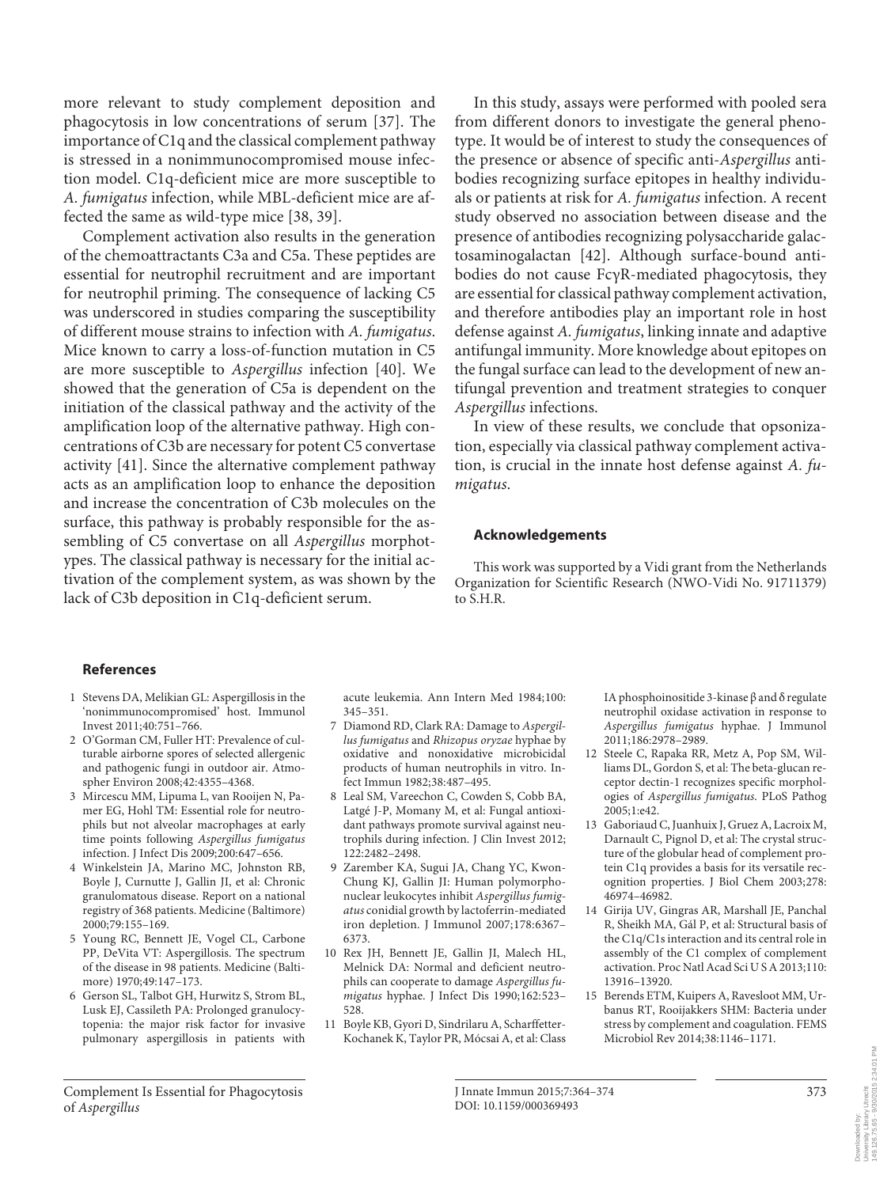more relevant to study complement deposition and phagocytosis in low concentrations of serum [37]. The importance of C1q and the classical complement pathway is stressed in a nonimmunocompromised mouse infection model. C1q-deficient mice are more susceptible to *A. fumigatus* infection, while MBL-deficient mice are affected the same as wild-type mice [38, 39].

Complement activation also results in the generation of the chemoattractants C3a and C5a. These peptides are essential for neutrophil recruitment and are important for neutrophil priming. The consequence of lacking C5 was underscored in studies comparing the susceptibility of different mouse strains to infection with *A. fumigatus*. Mice known to carry a loss-of-function mutation in C5 are more susceptible to *Aspergillus* infection [40]. We showed that the generation of C5a is dependent on the initiation of the classical pathway and the activity of the amplification loop of the alternative pathway. High concentrations of C3b are necessary for potent C5 convertase activity [41]. Since the alternative complement pathway acts as an amplification loop to enhance the deposition and increase the concentration of C3b molecules on the surface, this pathway is probably responsible for the assembling of C5 convertase on all *Aspergillus* morphotypes. The classical pathway is necessary for the initial activation of the complement system, as was shown by the lack of C3b deposition in C1q-deficient serum.

In this study, assays were performed with pooled sera from different donors to investigate the general phenotype. It would be of interest to study the consequences of the presence or absence of specific anti-*Aspergillus* antibodies recognizing surface epitopes in healthy individuals or patients at risk for *A. fumigatus* infection. A recent study observed no association between disease and the presence of antibodies recognizing polysaccharide galactosaminogalactan [42]. Although surface-bound antibodies do not cause FcγR-mediated phagocytosis, they are essential for classical pathway complement activation, and therefore antibodies play an important role in host defense against *A. fumigatus*, linking innate and adaptive antifungal immunity. More knowledge about epitopes on the fungal surface can lead to the development of new antifungal prevention and treatment strategies to conquer *Aspergillus* infections.

In view of these results, we conclude that opsonization, especially via classical pathway complement activation, is crucial in the innate host defense against *A. fumigatus*.

## Acknowledgements

This work was supported by a Vidi grant from the Netherlands Organization for Scientific Research (NWO-Vidi No. 91711379) to S.H.R.

## References

1. Stevens DA, Melikian GL: Aspergillosis in the 'nonimmunocompromised' host. Immunol Invest 2011;40:751–766.
2. O'Gorman CM, Fuller HT: Prevalence of culturable airborne spores of selected allergenic and pathogenic fungi in outdoor air. Atmospher Environ 2008;42:4355–4368.
3. Mircescu MM, Lipuma L, van Rooijen N, Pamer EG, Hohl TM: Essential role for neutrophils but not alveolar macrophages at early time points following *Aspergillus fumigatus* infection. J Infect Dis 2009;200:647–656.
4. Winkelstein JA, Marino MC, Johnston RB, Boyle J, Curnutte J, Gallin JI, et al: Chronic granulomatous disease. Report on a national registry of 368 patients. Medicine (Baltimore) 2000;79:155–169.
5. Young RC, Bennett JE, Vogel CL, Carbone PP, DeVita VT: Aspergillosis. The spectrum of the disease in 98 patients. Medicine (Baltimore) 1970;49:147–173.
6. Gerson SL, Talbot GH, Hurwitz S, Strom BL, Lusk EJ, Cassileth PA: Prolonged granulocytopenia: the major risk factor for invasive pulmonary aspergillosis in patients with acute leukemia. Ann Intern Med 1984;100: 345–351.
7. Diamond RD, Clark RA: Damage to *Aspergillus fumigatus* and *Rhizopus oryzae* hyphae by oxidative and nonoxidative microbicidal products of human neutrophils in vitro. Infect Immun 1982;38:487–495.
8. Leal SM, Vareechon C, Cowden S, Cobb BA, Latgé J-P, Momany M, et al: Fungal antioxidant pathways promote survival against neutrophils during infection. J Clin Invest 2012; 122:2482–2498.
9. Zarember KA, Sugui JA, Chang YC, Kwon-Chung KJ, Gallin JI: Human polymorphonuclear leukocytes inhibit *Aspergillus fumigatus* conidial growth by lactoferrin-mediated iron depletion. J Immunol 2007;178:6367–6373.
10. Rex JH, Bennett JE, Gallin JI, Malech HL, Melnick DA: Normal and deficient neutrophils can cooperate to damage *Aspergillus fumigatus* hyphae. J Infect Dis 1990;162:523–528.
11. Boyle KB, Gyori D, Sindrilaru A, Scharffetter-Kochanek K, Taylor PR, Mócsai A, et al: Class IA phosphoinositide 3-kinase β and δ regulate neutrophil oxidase activation in response to *Aspergillus fumigatus* hyphae. J Immunol 2011;186:2978–2989.
12. Steele C, Rapaka RR, Metz A, Pop SM, Williams DL, Gordon S, et al: The beta-glucan receptor dectin-1 recognizes specific morphologies of *Aspergillus fumigatus*. PLoS Pathog 2005;1:e42.
13. Gaboriaud C, Juanhuix J, Gruez A, Lacroix M, Darnault C, Pignol D, et al: The crystal structure of the globular head of complement protein C1q provides a basis for its versatile recognition properties. J Biol Chem 2003;278: 46974–46982.
14. Girija UV, Gingras AR, Marshall JE, Panchal R, Sheikh MA, Gál P, et al: Structural basis of the C1q/C1s interaction and its central role in assembly of the C1 complex of complement activation. Proc Natl Acad Sci U S A 2013;110: 13916–13920.
15. Berends ETM, Kuipers A, Ravesloot MM, Urbanus RT, Rooijakkers SHM: Bacteria under stress by complement and coagulation. FEMS Microbiol Rev 2014;38:1146–1171.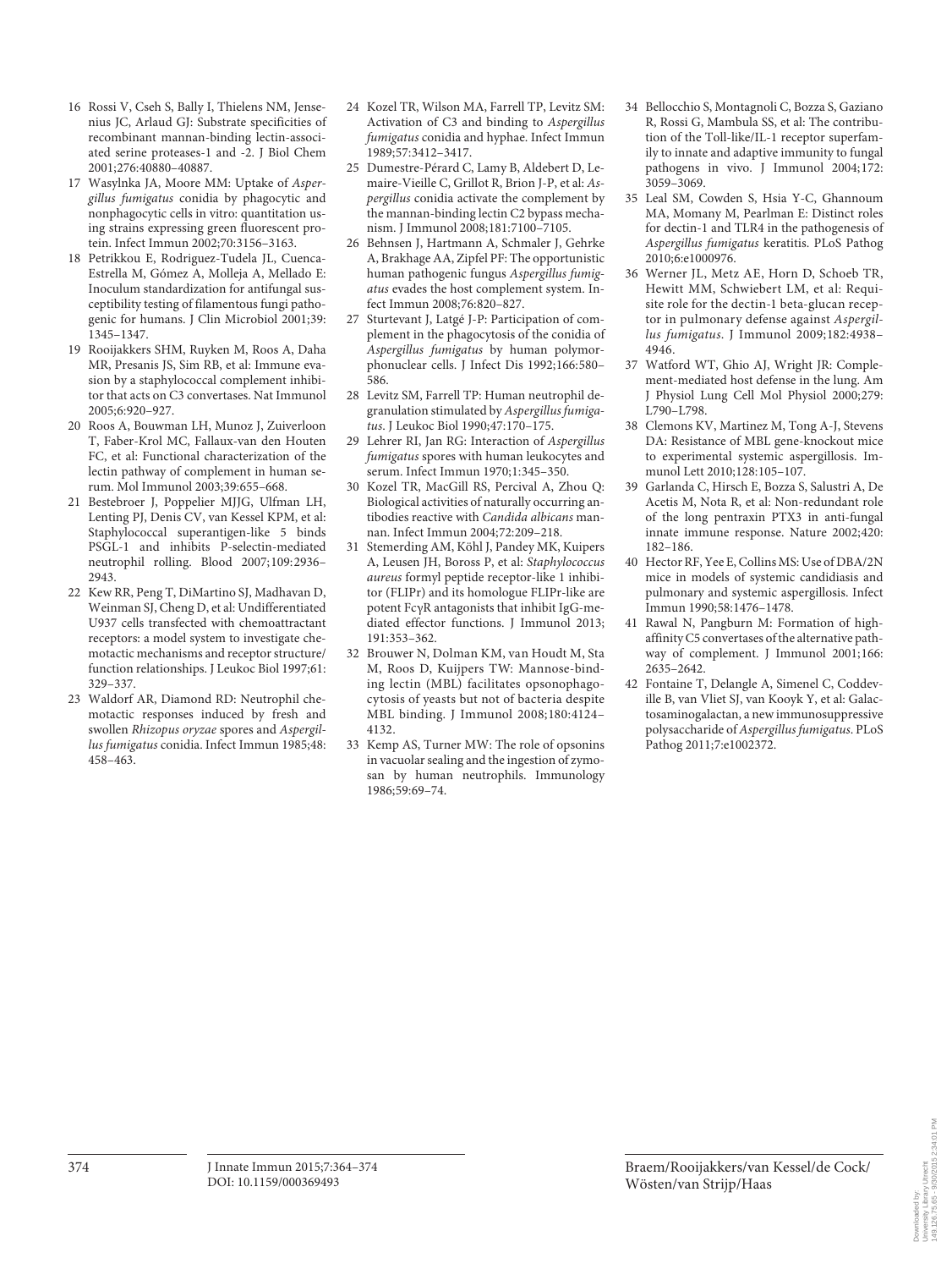16 Rossi V, Cseh S, Bally I, Thielens NM, Jensenius JC, Arlaud GJ: Substrate specificities of recombinant mannan-binding lectin-associated serine proteases-1 and -2. J Biol Chem 2001;276:40880–40887.

17 Wasylnka JA, Moore MM: Uptake of *Aspergillus fumigatus* conidia by phagocytic and nonphagocytic cells in vitro: quantitation using strains expressing green fluorescent protein. Infect Immun 2002;70:3156–3163.

18 Petrikkou E, Rodriguez-Tudela JL, Cuenca-Estrella M, Gómez A, Molleja A, Mellado E: Inoculum standardization for antifungal susceptibility testing of filamentous fungi pathogenic for humans. J Clin Microbiol 2001;39: 1345–1347.

19 Rooijakkers SHM, Ruyken M, Roos A, Daha MR, Presanis JS, Sim RB, et al: Immune evasion by a staphylococcal complement inhibitor that acts on C3 convertases. Nat Immunol 2005;6:920–927.

20 Roos A, Bouwman LH, Munoz J, Zuiverloon T, Faber-Krol MC, Fallaux-van den Houten FC, et al: Functional characterization of the lectin pathway of complement in human serum. Mol Immunol 2003;39:655–668.

21 Bestebroer J, Poppelier MJJG, Ulfman LH, Lenting PJ, Denis CV, van Kessel KPM, et al: Staphylococcal superantigen-like 5 binds PSGL-1 and inhibits P-selectin-mediated neutrophil rolling. Blood 2007;109:2936–2943.

22 Kew RR, Peng T, DiMartino SJ, Madhavan D, Weinman SJ, Cheng D, et al: Undifferentiated U937 cells transfected with chemoattractant receptors: a model system to investigate chemotactic mechanisms and receptor structure/function relationships. J Leukoc Biol 1997;61: 329–337.

23 Waldorf AR, Diamond RD: Neutrophil chemotactic responses induced by fresh and swollen *Rhizopus oryzae* spores and *Aspergillus fumigatus* conidia. Infect Immun 1985;48: 458–463.

24 Kozel TR, Wilson MA, Farrell TP, Levitz SM: Activation of C3 and binding to *Aspergillus fumigatus* conidia and hyphae. Infect Immun 1989;57:3412–3417.

25 Dumestre-Pérard C, Lamy B, Aldebert D, Lemaire-Vieille C, Grillot R, Brion J-P, et al: *Aspergillus* conidia activate the complement by the mannan-binding lectin C2 bypass mechanism. J Immunol 2008;181:7100–7105.

26 Behnsen J, Hartmann A, Schmaler J, Gehrke A, Brakhage AA, Zipfel PF: The opportunistic human pathogenic fungus *Aspergillus fumigatus* evades the host complement system. Infect Immun 2008;76:820–827.

27 Sturtevant J, Latgé J-P: Participation of complement in the phagocytosis of the conidia of *Aspergillus fumigatus* by human polymorphonuclear cells. J Infect Dis 1992;166:580–586.

28 Levitz SM, Farrell TP: Human neutrophil degranulation stimulated by *Aspergillus fumigatus*. J Leukoc Biol 1990;47:170–175.

29 Lehrer RI, Jan RG: Interaction of *Aspergillus fumigatus* spores with human leukocytes and serum. Infect Immun 1970;1:345–350.

30 Kozel TR, MacGill RS, Percival A, Zhou Q: Biological activities of naturally occurring antibodies reactive with *Candida albicans* mannan. Infect Immun 2004;72:209–218.

31 Stemerding AM, Köhl J, Pandey MK, Kuipers A, Leusen JH, Boross P, et al: *Staphylococcus aureus* formyl peptide receptor-like 1 inhibitor (FLIPr) and its homologue FLIPr-like are potent FcγR antagonists that inhibit IgG-mediated effector functions. J Immunol 2013; 191:353–362.

32 Brouwer N, Dolman KM, van Houdt M, Sta M, Roos D, Kuijpers TW: Mannose-binding lectin (MBL) facilitates opsonophagocytosis of yeasts but not of bacteria despite MBL binding. J Immunol 2008;180:4124–4132.

33 Kemp AS, Turner MW: The role of opsonins in vacuolar sealing and the ingestion of zymosan by human neutrophils. Immunology 1986;59:69–74.

34 Bellocchio S, Montagnoli C, Bozza S, Gaziano R, Rossi G, Mambula SS, et al: The contribution of the Toll-like/IL-1 receptor superfamily to innate and adaptive immunity to fungal pathogens in vivo. J Immunol 2004;172: 3059–3069.

35 Leal SM, Cowden S, Hsia Y-C, Ghannoum MA, Momany M, Pearlman E: Distinct roles for dectin-1 and TLR4 in the pathogenesis of *Aspergillus fumigatus* keratitis. PLoS Pathog 2010;6:e1000976.

36 Werner JL, Metz AE, Horn D, Schoeb TR, Hewitt MM, Schwiebert LM, et al: Requisite role for the dectin-1 beta-glucan receptor in pulmonary defense against *Aspergillus fumigatus*. J Immunol 2009;182:4938–4946.

37 Watford WT, Ghio AJ, Wright JR: Complement-mediated host defense in the lung. Am J Physiol Lung Cell Mol Physiol 2000;279: L790–L798.

38 Clemons KV, Martinez M, Tong A-J, Stevens DA: Resistance of MBL gene-knockout mice to experimental systemic aspergillosis. Immunol Lett 2010;128:105–107.

39 Garlanda C, Hirsch E, Bozza S, Salustri A, De Acetis M, Nota R, et al: Non-redundant role of the long pentraxin PTX3 in anti-fungal innate immune response. Nature 2002;420: 182–186.

40 Hector RF, Yee E, Collins MS: Use of DBA/2N mice in models of systemic candidiasis and pulmonary and systemic aspergillosis. Infect Immun 1990;58:1476–1478.

41 Rawal N, Pangburn M: Formation of high-affinity C5 convertases of the alternative pathway of complement. J Immunol 2001;166: 2635–2642.

42 Fontaine T, Delangle A, Simenel C, Coddeville B, van Vliet SJ, van Kooyk Y, et al: Galactosaminogalactan, a new immunosuppressive polysaccharide of *Aspergillus fumigatus*. PLoS Pathog 2011;7:e1002372.